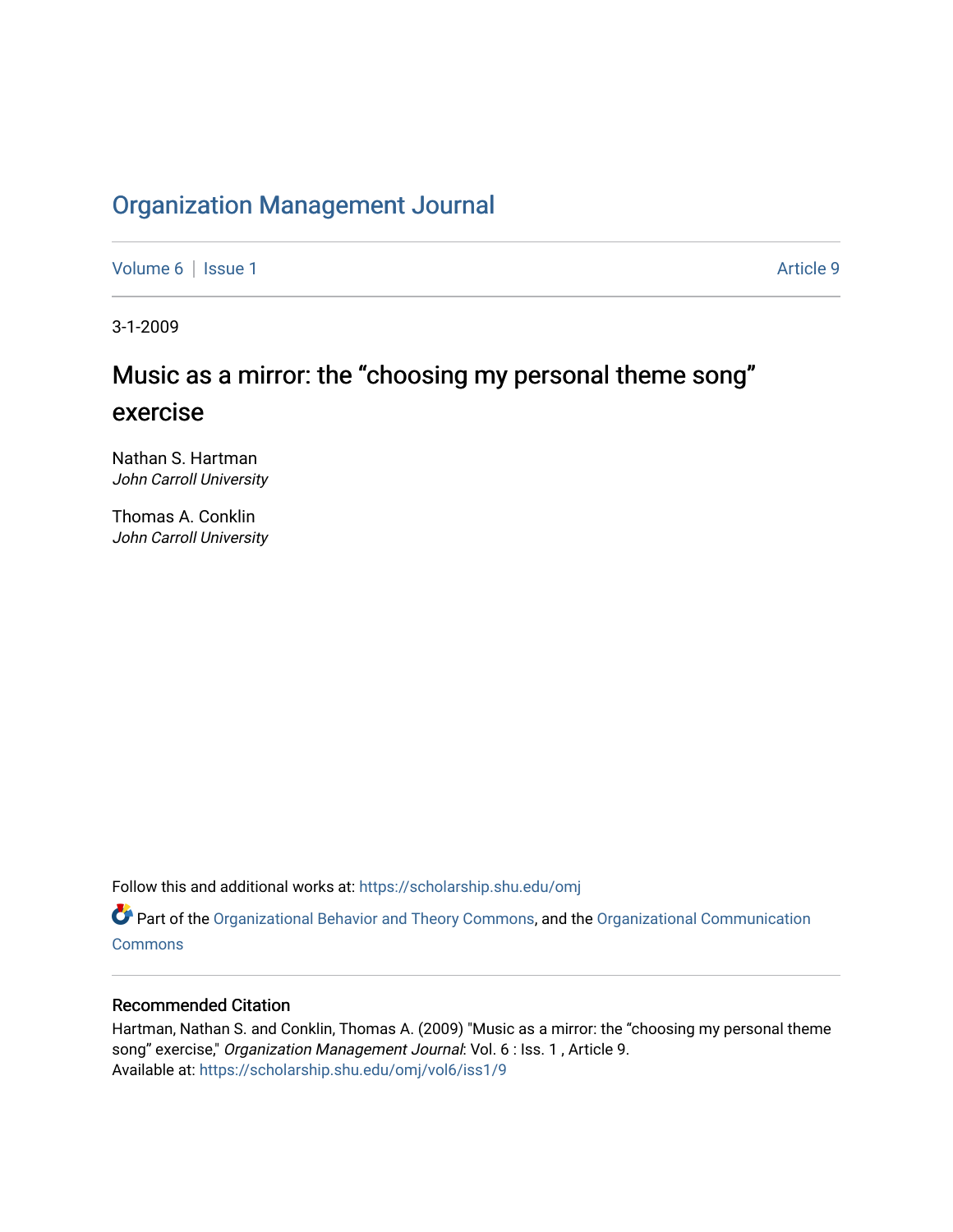# Organization Management Journal

Volume 6 | Issue 1 Article 9

3-1-2009

## Music as a mirror: the “choosing my personal theme song” exercise

Nathan S. Hartman
*John Carroll University*

Thomas A. Conklin
*John Carroll University*

Follow this and additional works at: https://scholarship.shu.edu/omj

Part of the Organizational Behavior and Theory Commons, and the Organizational Communication Commons

### Recommended Citation

Hartman, Nathan S. and Conklin, Thomas A. (2009) "Music as a mirror: the “choosing my personal theme song” exercise," *Organization Management Journal*: Vol. 6 : Iss. 1 , Article 9.
Available at: https://scholarship.shu.edu/omj/vol6/iss1/9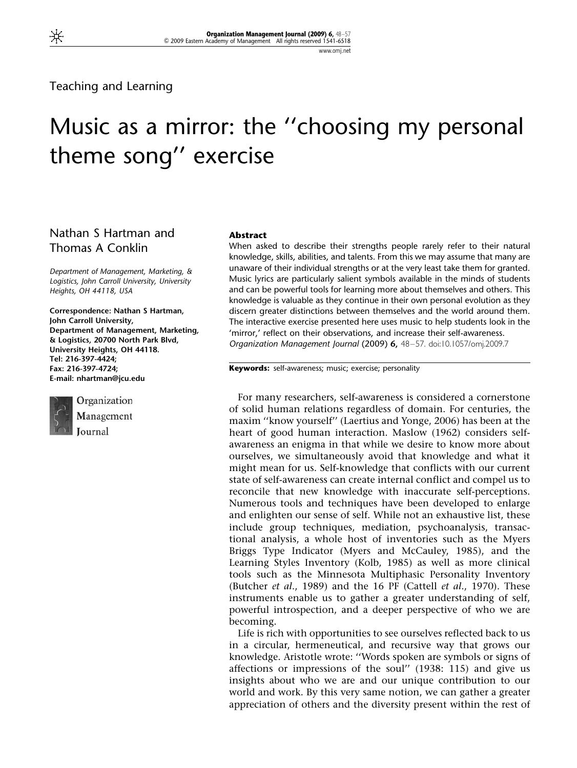Teaching and Learning

# Music as a mirror: the ''choosing my personal theme song'' exercise

Nathan S Hartman and Thomas A Conklin

*Department of Management, Marketing, & Logistics, John Carroll University, University Heights, OH 44118, USA*

**Correspondence: Nathan S Hartman, John Carroll University, Department of Management, Marketing, & Logistics, 20700 North Park Blvd, University Heights, OH 44118. Tel: 216-397-4424; Fax: 216-397-4724; E-mail: nhartman@jcu.edu**

## Abstract

When asked to describe their strengths people rarely refer to their natural knowledge, skills, abilities, and talents. From this we may assume that many are unaware of their individual strengths or at the very least take them for granted. Music lyrics are particularly salient symbols available in the minds of students and can be powerful tools for learning more about themselves and others. This knowledge is valuable as they continue in their own personal evolution as they discern greater distinctions between themselves and the world around them. The interactive exercise presented here uses music to help students look in the 'mirror,' reflect on their observations, and increase their self-awareness.
*Organization Management Journal* (2009) **6,** 48–57. doi:10.1057/omj.2009.7

**Keywords:** self-awareness; music; exercise; personality

For many researchers, self-awareness is considered a cornerstone of solid human relations regardless of domain. For centuries, the maxim ''know yourself'' (Laertius and Yonge, 2006) has been at the heart of good human interaction. Maslow (1962) considers self-awareness an enigma in that while we desire to know more about ourselves, we simultaneously avoid that knowledge and what it might mean for us. Self-knowledge that conflicts with our current state of self-awareness can create internal conflict and compel us to reconcile that new knowledge with inaccurate self-perceptions. Numerous tools and techniques have been developed to enlarge and enlighten our sense of self. While not an exhaustive list, these include group techniques, mediation, psychoanalysis, transactional analysis, a whole host of inventories such as the Myers Briggs Type Indicator (Myers and McCauley, 1985), and the Learning Styles Inventory (Kolb, 1985) as well as more clinical tools such as the Minnesota Multiphasic Personality Inventory (Butcher *et al*., 1989) and the 16 PF (Cattell *et al*., 1970). These instruments enable us to gather a greater understanding of self, powerful introspection, and a deeper perspective of who we are becoming.

Life is rich with opportunities to see ourselves reflected back to us in a circular, hermeneutical, and recursive way that grows our knowledge. Aristotle wrote: ''Words spoken are symbols or signs of affections or impressions of the soul'' (1938: 115) and give us insights about who we are and our unique contribution to our world and work. By this very same notion, we can gather a greater appreciation of others and the diversity present within the rest of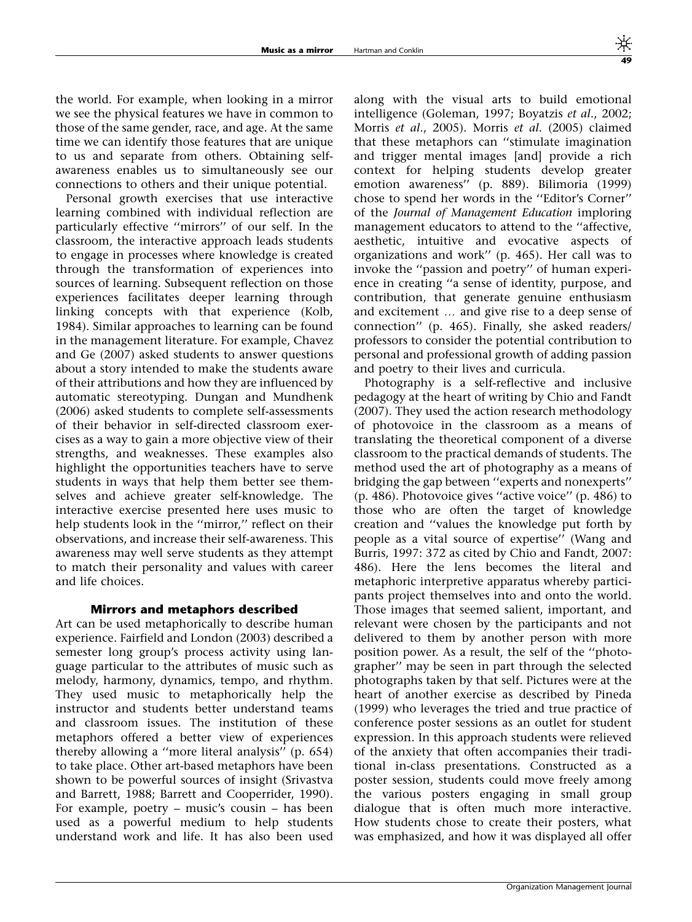the world. For example, when looking in a mirror we see the physical features we have in common to those of the same gender, race, and age. At the same time we can identify those features that are unique to us and separate from others. Obtaining self-awareness enables us to simultaneously see our connections to others and their unique potential.

Personal growth exercises that use interactive learning combined with individual reflection are particularly effective ''mirrors'' of our self. In the classroom, the interactive approach leads students to engage in processes where knowledge is created through the transformation of experiences into sources of learning. Subsequent reflection on those experiences facilitates deeper learning through linking concepts with that experience (Kolb, 1984). Similar approaches to learning can be found in the management literature. For example, Chavez and Ge (2007) asked students to answer questions about a story intended to make the students aware of their attributions and how they are influenced by automatic stereotyping. Dungan and Mundhenk (2006) asked students to complete self-assessments of their behavior in self-directed classroom exercises as a way to gain a more objective view of their strengths, and weaknesses. These examples also highlight the opportunities teachers have to serve students in ways that help them better see themselves and achieve greater self-knowledge. The interactive exercise presented here uses music to help students look in the ''mirror,'' reflect on their observations, and increase their self-awareness. This awareness may well serve students as they attempt to match their personality and values with career and life choices.

### Mirrors and metaphors described

Art can be used metaphorically to describe human experience. Fairfield and London (2003) described a semester long group's process activity using language particular to the attributes of music such as melody, harmony, dynamics, tempo, and rhythm. They used music to metaphorically help the instructor and students better understand teams and classroom issues. The institution of these metaphors offered a better view of experiences thereby allowing a ''more literal analysis'' (p. 654) to take place. Other art-based metaphors have been shown to be powerful sources of insight (Srivastva and Barrett, 1988; Barrett and Cooperrider, 1990). For example, poetry – music's cousin – has been used as a powerful medium to help students understand work and life. It has also been used along with the visual arts to build emotional intelligence (Goleman, 1997; Boyatzis *et al.*, 2002; Morris *et al.*, 2005). Morris *et al.* (2005) claimed that these metaphors can ''stimulate imagination and trigger mental images [and] provide a rich context for helping students develop greater emotion awareness'' (p. 889). Bilimoria (1999) chose to spend her words in the ''Editor's Corner'' of the *Journal of Management Education* imploring management educators to attend to the ''affective, aesthetic, intuitive and evocative aspects of organizations and work'' (p. 465). Her call was to invoke the ''passion and poetry'' of human experience in creating ''a sense of identity, purpose, and contribution, that generate genuine enthusiasm and excitement … and give rise to a deep sense of connection'' (p. 465). Finally, she asked readers/professors to consider the potential contribution to personal and professional growth of adding passion and poetry to their lives and curricula.

Photography is a self-reflective and inclusive pedagogy at the heart of writing by Chio and Fandt (2007). They used the action research methodology of photovoice in the classroom as a means of translating the theoretical component of a diverse classroom to the practical demands of students. The method used the art of photography as a means of bridging the gap between ''experts and nonexperts'' (p. 486). Photovoice gives ''active voice'' (p. 486) to those who are often the target of knowledge creation and ''values the knowledge put forth by people as a vital source of expertise'' (Wang and Burris, 1997: 372 as cited by Chio and Fandt, 2007: 486). Here the lens becomes the literal and metaphoric interpretive apparatus whereby participants project themselves into and onto the world. Those images that seemed salient, important, and relevant were chosen by the participants and not delivered to them by another person with more position power. As a result, the self of the ''photographer'' may be seen in part through the selected photographs taken by that self. Pictures were at the heart of another exercise as described by Pineda (1999) who leverages the tried and true practice of conference poster sessions as an outlet for student expression. In this approach students were relieved of the anxiety that often accompanies their traditional in-class presentations. Constructed as a poster session, students could move freely among the various posters engaging in small group dialogue that is often much more interactive. How students chose to create their posters, what was emphasized, and how it was displayed all offer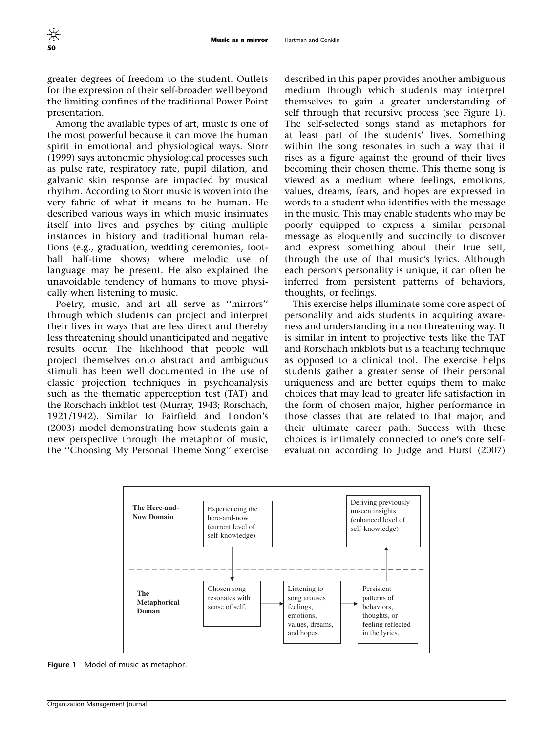greater degrees of freedom to the student. Outlets for the expression of their self-broaden well beyond the limiting confines of the traditional Power Point presentation.

Among the available types of art, music is one of the most powerful because it can move the human spirit in emotional and physiological ways. Storr (1999) says autonomic physiological processes such as pulse rate, respiratory rate, pupil dilation, and galvanic skin response are impacted by musical rhythm. According to Storr music is woven into the very fabric of what it means to be human. He described various ways in which music insinuates itself into lives and psyches by citing multiple instances in history and traditional human relations (e.g., graduation, wedding ceremonies, football half-time shows) where melodic use of language may be present. He also explained the unavoidable tendency of humans to move physically when listening to music.

Poetry, music, and art all serve as ''mirrors'' through which students can project and interpret their lives in ways that are less direct and thereby less threatening should unanticipated and negative results occur. The likelihood that people will project themselves onto abstract and ambiguous stimuli has been well documented in the use of classic projection techniques in psychoanalysis such as the thematic apperception test (TAT) and the Rorschach inkblot test (Murray, 1943; Rorschach, 1921/1942). Similar to Fairfield and London's (2003) model demonstrating how students gain a new perspective through the metaphor of music, the ''Choosing My Personal Theme Song'' exercise described in this paper provides another ambiguous medium through which students may interpret themselves to gain a greater understanding of self through that recursive process (see Figure 1). The self-selected songs stand as metaphors for at least part of the students' lives. Something within the song resonates in such a way that it rises as a figure against the ground of their lives becoming their chosen theme. This theme song is viewed as a medium where feelings, emotions, values, dreams, fears, and hopes are expressed in words to a student who identifies with the message in the music. This may enable students who may be poorly equipped to express a similar personal message as eloquently and succinctly to discover and express something about their true self, through the use of that music's lyrics. Although each person's personality is unique, it can often be inferred from persistent patterns of behaviors, thoughts, or feelings.

This exercise helps illuminate some core aspect of personality and aids students in acquiring awareness and understanding in a nonthreatening way. It is similar in intent to projective tests like the TAT and Rorschach inkblots but is a teaching technique as opposed to a clinical tool. The exercise helps students gather a greater sense of their personal uniqueness and are better equips them to make choices that may lead to greater life satisfaction in the form of chosen major, higher performance in those classes that are related to that major, and their ultimate career path. Success with these choices is intimately connected to one's core self-evaluation according to Judge and Hurst (2007)

**The Here-and-Now Domain**: Experiencing the here-and-now (current level of self-knowledge) → ... → Deriving previously unseen insights (enhanced level of self-knowledge)

**The Metaphorical Doman**: Chosen song resonates with sense of self. → Listening to song arouses feelings, emotions, values, dreams, and hopes. → Persistent patterns of behaviors, thoughts, or feeling reflected in the lyrics.

**Figure 1** Model of music as metaphor.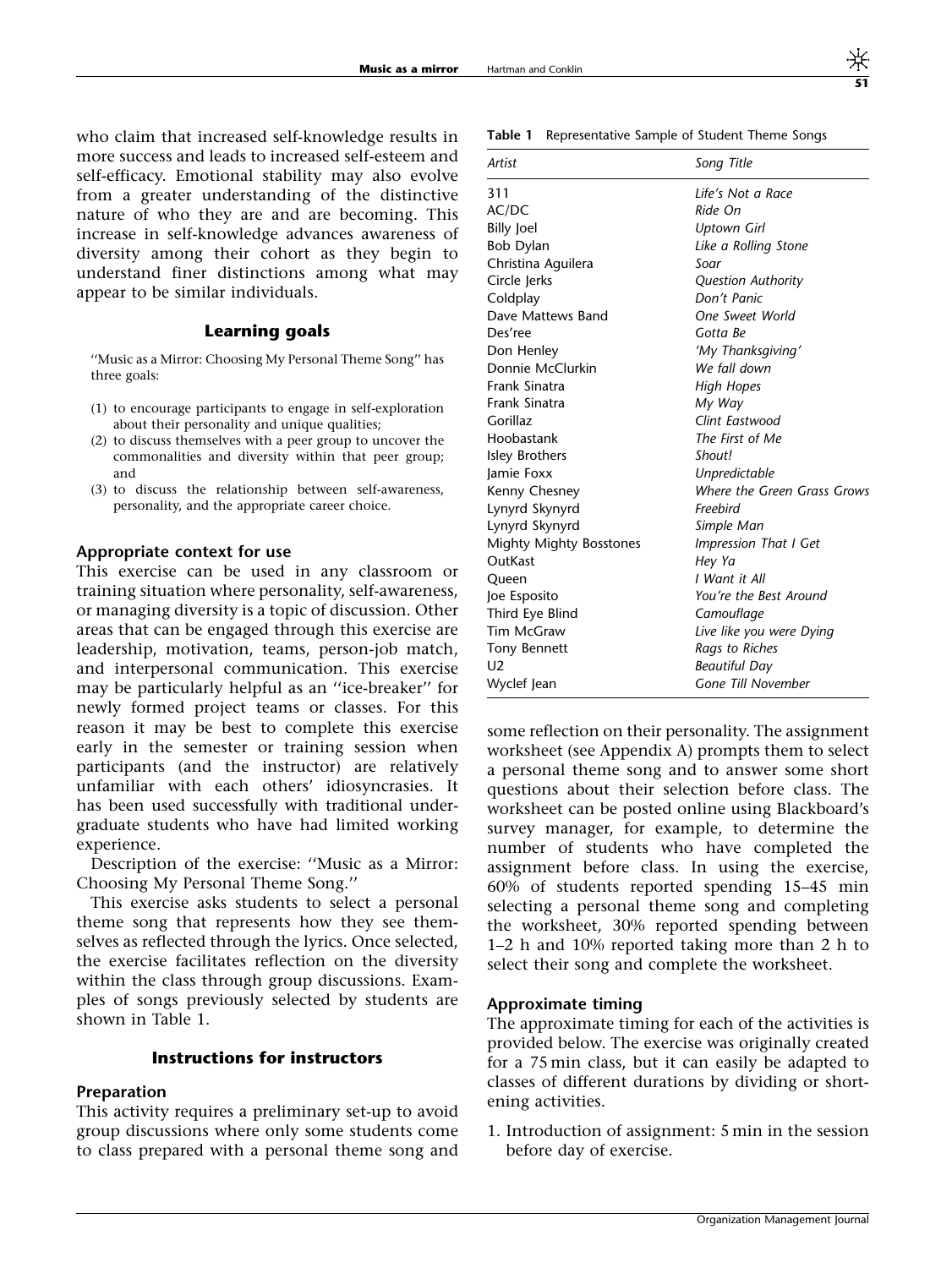who claim that increased self-knowledge results in more success and leads to increased self-esteem and self-efficacy. Emotional stability may also evolve from a greater understanding of the distinctive nature of who they are and are becoming. This increase in self-knowledge advances awareness of diversity among their cohort as they begin to understand finer distinctions among what may appear to be similar individuals.

## Learning goals

''Music as a Mirror: Choosing My Personal Theme Song'' has three goals:

(1) to encourage participants to engage in self-exploration about their personality and unique qualities;
(2) to discuss themselves with a peer group to uncover the commonalities and diversity within that peer group; and
(3) to discuss the relationship between self-awareness, personality, and the appropriate career choice.

### Appropriate context for use

This exercise can be used in any classroom or training situation where personality, self-awareness, or managing diversity is a topic of discussion. Other areas that can be engaged through this exercise are leadership, motivation, teams, person-job match, and interpersonal communication. This exercise may be particularly helpful as an ''ice-breaker'' for newly formed project teams or classes. For this reason it may be best to complete this exercise early in the semester or training session when participants (and the instructor) are relatively unfamiliar with each others' idiosyncrasies. It has been used successfully with traditional undergraduate students who have had limited working experience.

Description of the exercise: ''Music as a Mirror: Choosing My Personal Theme Song.''

This exercise asks students to select a personal theme song that represents how they see themselves as reflected through the lyrics. Once selected, the exercise facilitates reflection on the diversity within the class through group discussions. Examples of songs previously selected by students are shown in Table 1.

**Table 1** Representative Sample of Student Theme Songs

| *Artist* | *Song Title* |
|---|---|
| 311 | *Life's Not a Race* |
| AC/DC | *Ride On* |
| Billy Joel | *Uptown Girl* |
| Bob Dylan | *Like a Rolling Stone* |
| Christina Aguilera | *Soar* |
| Circle Jerks | *Question Authority* |
| Coldplay | *Don't Panic* |
| Dave Mattews Band | *One Sweet World* |
| Des'ree | *Gotta Be* |
| Don Henley | *'My Thanksgiving'* |
| Donnie McClurkin | *We fall down* |
| Frank Sinatra | *High Hopes* |
| Frank Sinatra | *My Way* |
| Gorillaz | *Clint Eastwood* |
| Hoobastank | *The First of Me* |
| Isley Brothers | *Shout!* |
| Jamie Foxx | *Unpredictable* |
| Kenny Chesney | *Where the Green Grass Grows* |
| Lynyrd Skynyrd | *Freebird* |
| Lynyrd Skynyrd | *Simple Man* |
| Mighty Mighty Bosstones | *Impression That I Get* |
| OutKast | *Hey Ya* |
| Queen | *I Want it All* |
| Joe Esposito | *You're the Best Around* |
| Third Eye Blind | *Camouflage* |
| Tim McGraw | *Live like you were Dying* |
| Tony Bennett | *Rags to Riches* |
| U2 | *Beautiful Day* |
| Wyclef Jean | *Gone Till November* |

## Instructions for instructors

### Preparation

This activity requires a preliminary set-up to avoid group discussions where only some students come to class prepared with a personal theme song and some reflection on their personality. The assignment worksheet (see Appendix A) prompts them to select a personal theme song and to answer some short questions about their selection before class. The worksheet can be posted online using Blackboard's survey manager, for example, to determine the number of students who have completed the assignment before class. In using the exercise, 60% of students reported spending 15–45 min selecting a personal theme song and completing the worksheet, 30% reported spending between 1–2 h and 10% reported taking more than 2 h to select their song and complete the worksheet.

### Approximate timing

The approximate timing for each of the activities is provided below. The exercise was originally created for a 75 min class, but it can easily be adapted to classes of different durations by dividing or shortening activities.

1. Introduction of assignment: 5 min in the session before day of exercise.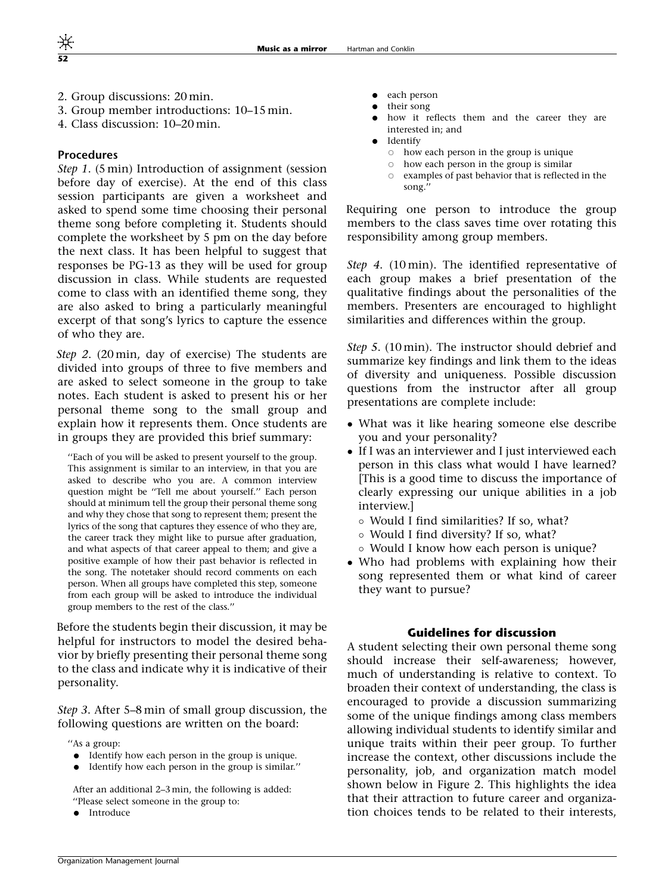2. Group discussions: 20 min.
3. Group member introductions: 10–15 min.
4. Class discussion: 10–20 min.

### Procedures

*Step 1*. (5 min) Introduction of assignment (session before day of exercise). At the end of this class session participants are given a worksheet and asked to spend some time choosing their personal theme song before completing it. Students should complete the worksheet by 5 pm on the day before the next class. It has been helpful to suggest that responses be PG-13 as they will be used for group discussion in class. While students are requested come to class with an identified theme song, they are also asked to bring a particularly meaningful excerpt of that song's lyrics to capture the essence of who they are.

*Step 2*. (20 min, day of exercise) The students are divided into groups of three to five members and are asked to select someone in the group to take notes. Each student is asked to present his or her personal theme song to the small group and explain how it represents them. Once students are in groups they are provided this brief summary:

> ''Each of you will be asked to present yourself to the group. This assignment is similar to an interview, in that you are asked to describe who you are. A common interview question might be ''Tell me about yourself.'' Each person should at minimum tell the group their personal theme song and why they chose that song to represent them; present the lyrics of the song that captures they essence of who they are, the career track they might like to pursue after graduation, and what aspects of that career appeal to them; and give a positive example of how their past behavior is reflected in the song. The notetaker should record comments on each person. When all groups have completed this step, someone from each group will be asked to introduce the individual group members to the rest of the class.''

Before the students begin their discussion, it may be helpful for instructors to model the desired behavior by briefly presenting their personal theme song to the class and indicate why it is indicative of their personality.

*Step 3*. After 5–8 min of small group discussion, the following questions are written on the board:

> ''As a group:
>
> - Identify how each person in the group is unique.
> - Identify how each person in the group is similar.''
>
> After an additional 2–3 min, the following is added:
> ''Please select someone in the group to:
>
> - Introduce
> - each person
> - their song
> - how it reflects them and the career they are interested in; and
> - Identify
>   - how each person in the group is unique
>   - how each person in the group is similar
>   - examples of past behavior that is reflected in the song.''

Requiring one person to introduce the group members to the class saves time over rotating this responsibility among group members.

*Step 4*. (10 min). The identified representative of each group makes a brief presentation of the qualitative findings about the personalities of the members. Presenters are encouraged to highlight similarities and differences within the group.

*Step 5*. (10 min). The instructor should debrief and summarize key findings and link them to the ideas of diversity and uniqueness. Possible discussion questions from the instructor after all group presentations are complete include:

- What was it like hearing someone else describe you and your personality?
- If I was an interviewer and I just interviewed each person in this class what would I have learned? [This is a good time to discuss the importance of clearly expressing our unique abilities in a job interview.]
  - Would I find similarities? If so, what?
  - Would I find diversity? If so, what?
  - Would I know how each person is unique?
- Who had problems with explaining how their song represented them or what kind of career they want to pursue?

### Guidelines for discussion

A student selecting their own personal theme song should increase their self-awareness; however, much of understanding is relative to context. To broaden their context of understanding, the class is encouraged to provide a discussion summarizing some of the unique findings among class members allowing individual students to identify similar and unique traits within their peer group. To further increase the context, other discussions include the personality, job, and organization match model shown below in Figure 2. This highlights the idea that their attraction to future career and organization choices tends to be related to their interests,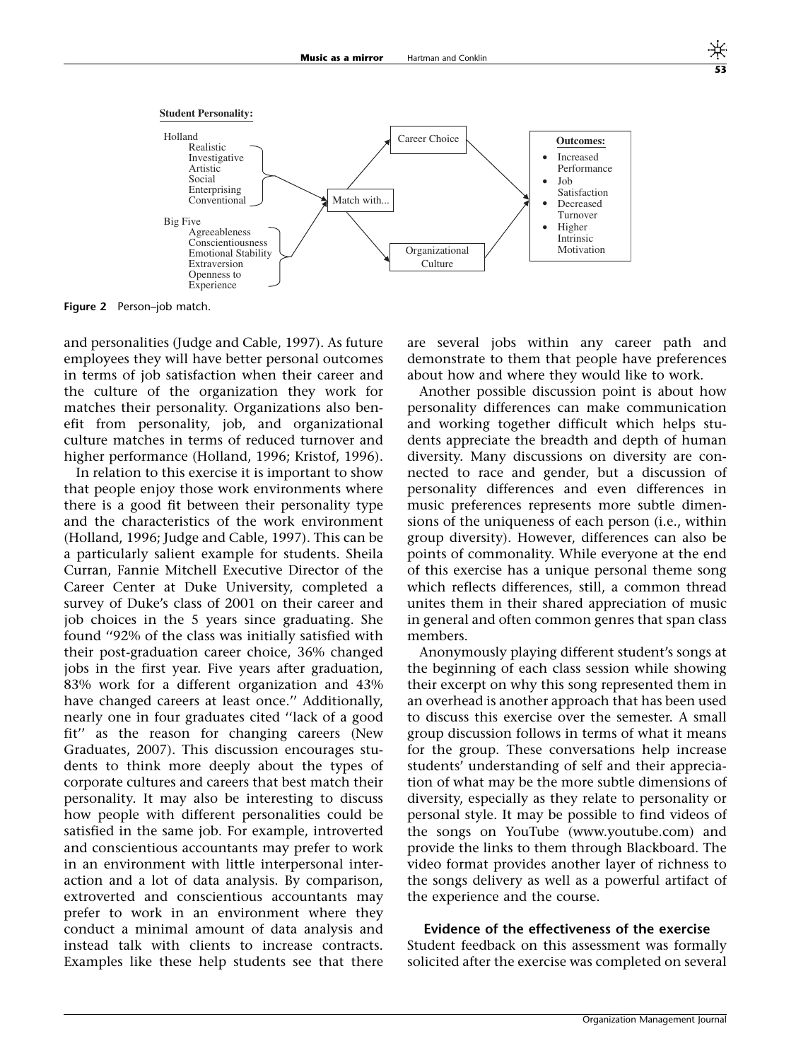**Student Personality:**

Holland
Realistic
Investigative
Artistic
Social
Enterprising
Conventional

Big Five
Agreeableness
Conscientiousness
Emotional Stability
Extraversion
Openness to Experience

Match with...

Career Choice

Organizational Culture

**Outcomes:**
- Increased Performance
- Job Satisfaction
- Decreased Turnover
- Higher Intrinsic Motivation

**Figure 2** Person–job match.

and personalities (Judge and Cable, 1997). As future employees they will have better personal outcomes in terms of job satisfaction when their career and the culture of the organization they work for matches their personality. Organizations also benefit from personality, job, and organizational culture matches in terms of reduced turnover and higher performance (Holland, 1996; Kristof, 1996).

In relation to this exercise it is important to show that people enjoy those work environments where there is a good fit between their personality type and the characteristics of the work environment (Holland, 1996; Judge and Cable, 1997). This can be a particularly salient example for students. Sheila Curran, Fannie Mitchell Executive Director of the Career Center at Duke University, completed a survey of Duke's class of 2001 on their career and job choices in the 5 years since graduating. She found "92% of the class was initially satisfied with their post-graduation career choice, 36% changed jobs in the first year. Five years after graduation, 83% work for a different organization and 43% have changed careers at least once." Additionally, nearly one in four graduates cited "lack of a good fit" as the reason for changing careers (New Graduates, 2007). This discussion encourages students to think more deeply about the types of corporate cultures and careers that best match their personality. It may also be interesting to discuss how people with different personalities could be satisfied in the same job. For example, introverted and conscientious accountants may prefer to work in an environment with little interpersonal interaction and a lot of data analysis. By comparison, extroverted and conscientious accountants may prefer to work in an environment where they conduct a minimal amount of data analysis and instead talk with clients to increase contracts. Examples like these help students see that there are several jobs within any career path and demonstrate to them that people have preferences about how and where they would like to work.

Another possible discussion point is about how personality differences can make communication and working together difficult which helps students appreciate the breadth and depth of human diversity. Many discussions on diversity are connected to race and gender, but a discussion of personality differences and even differences in music preferences represents more subtle dimensions of the uniqueness of each person (i.e., within group diversity). However, differences can also be points of commonality. While everyone at the end of this exercise has a unique personal theme song which reflects differences, still, a common thread unites them in their shared appreciation of music in general and often common genres that span class members.

Anonymously playing different student's songs at the beginning of each class session while showing their excerpt on why this song represented them in an overhead is another approach that has been used to discuss this exercise over the semester. A small group discussion follows in terms of what it means for the group. These conversations help increase students' understanding of self and their appreciation of what may be the more subtle dimensions of diversity, especially as they relate to personality or personal style. It may be possible to find videos of the songs on YouTube (www.youtube.com) and provide the links to them through Blackboard. The video format provides another layer of richness to the songs delivery as well as a powerful artifact of the experience and the course.

### Evidence of the effectiveness of the exercise

Student feedback on this assessment was formally solicited after the exercise was completed on several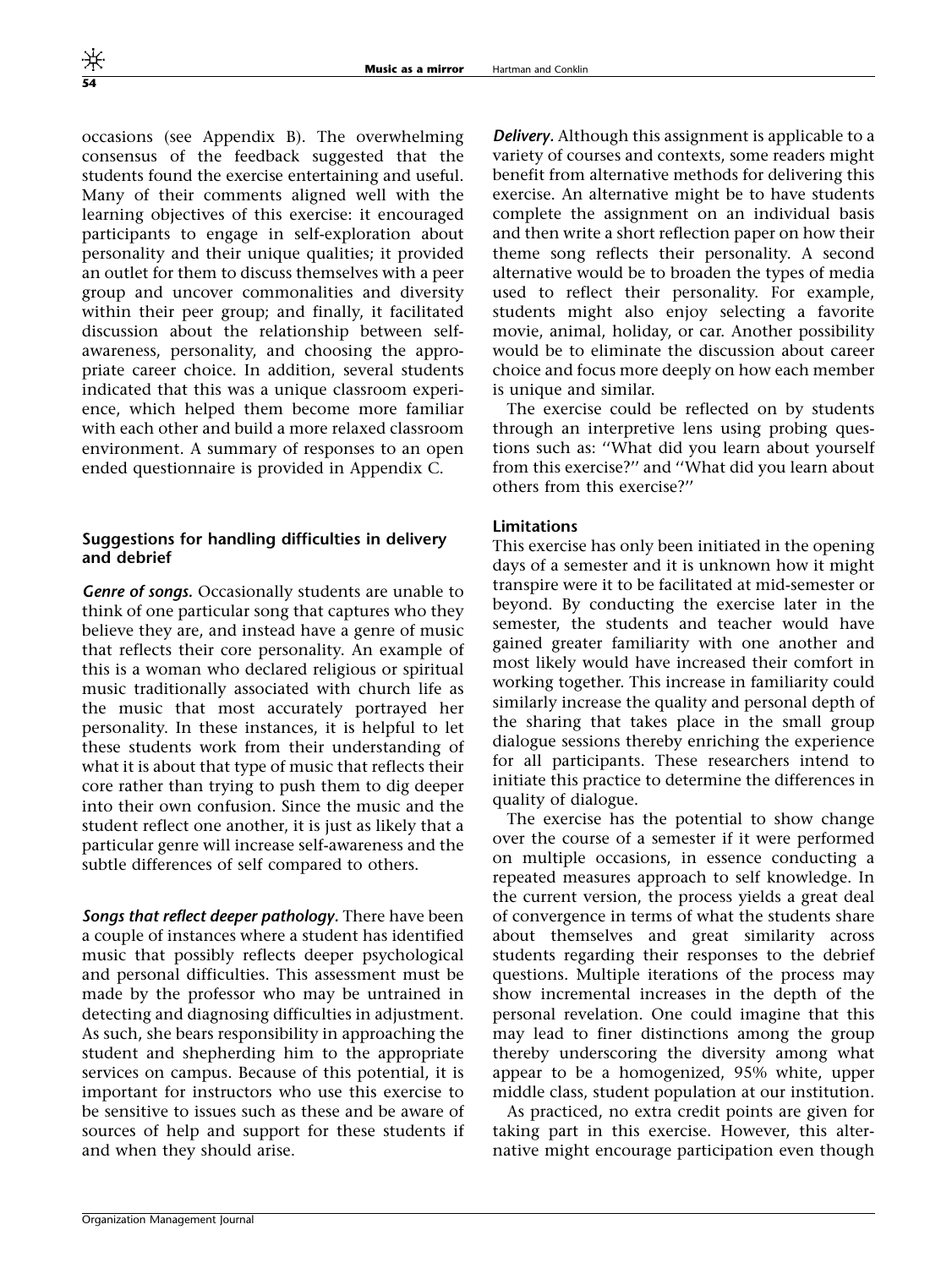occasions (see Appendix B). The overwhelming consensus of the feedback suggested that the students found the exercise entertaining and useful. Many of their comments aligned well with the learning objectives of this exercise: it encouraged participants to engage in self-exploration about personality and their unique qualities; it provided an outlet for them to discuss themselves with a peer group and uncover commonalities and diversity within their peer group; and finally, it facilitated discussion about the relationship between self-awareness, personality, and choosing the appropriate career choice. In addition, several students indicated that this was a unique classroom experience, which helped them become more familiar with each other and build a more relaxed classroom environment. A summary of responses to an open ended questionnaire is provided in Appendix C.

### Suggestions for handling difficulties in delivery and debrief

***Genre of songs.*** Occasionally students are unable to think of one particular song that captures who they believe they are, and instead have a genre of music that reflects their core personality. An example of this is a woman who declared religious or spiritual music traditionally associated with church life as the music that most accurately portrayed her personality. In these instances, it is helpful to let these students work from their understanding of what it is about that type of music that reflects their core rather than trying to push them to dig deeper into their own confusion. Since the music and the student reflect one another, it is just as likely that a particular genre will increase self-awareness and the subtle differences of self compared to others.

***Songs that reflect deeper pathology.*** There have been a couple of instances where a student has identified music that possibly reflects deeper psychological and personal difficulties. This assessment must be made by the professor who may be untrained in detecting and diagnosing difficulties in adjustment. As such, she bears responsibility in approaching the student and shepherding him to the appropriate services on campus. Because of this potential, it is important for instructors who use this exercise to be sensitive to issues such as these and be aware of sources of help and support for these students if and when they should arise.

***Delivery.*** Although this assignment is applicable to a variety of courses and contexts, some readers might benefit from alternative methods for delivering this exercise. An alternative might be to have students complete the assignment on an individual basis and then write a short reflection paper on how their theme song reflects their personality. A second alternative would be to broaden the types of media used to reflect their personality. For example, students might also enjoy selecting a favorite movie, animal, holiday, or car. Another possibility would be to eliminate the discussion about career choice and focus more deeply on how each member is unique and similar.

The exercise could be reflected on by students through an interpretive lens using probing questions such as: "What did you learn about yourself from this exercise?" and "What did you learn about others from this exercise?"

### Limitations

This exercise has only been initiated in the opening days of a semester and it is unknown how it might transpire were it to be facilitated at mid-semester or beyond. By conducting the exercise later in the semester, the students and teacher would have gained greater familiarity with one another and most likely would have increased their comfort in working together. This increase in familiarity could similarly increase the quality and personal depth of the sharing that takes place in the small group dialogue sessions thereby enriching the experience for all participants. These researchers intend to initiate this practice to determine the differences in quality of dialogue.

The exercise has the potential to show change over the course of a semester if it were performed on multiple occasions, in essence conducting a repeated measures approach to self knowledge. In the current version, the process yields a great deal of convergence in terms of what the students share about themselves and great similarity across students regarding their responses to the debrief questions. Multiple iterations of the process may show incremental increases in the depth of the personal revelation. One could imagine that this may lead to finer distinctions among the group thereby underscoring the diversity among what appear to be a homogenized, 95% white, upper middle class, student population at our institution.

As practiced, no extra credit points are given for taking part in this exercise. However, this alternative might encourage participation even though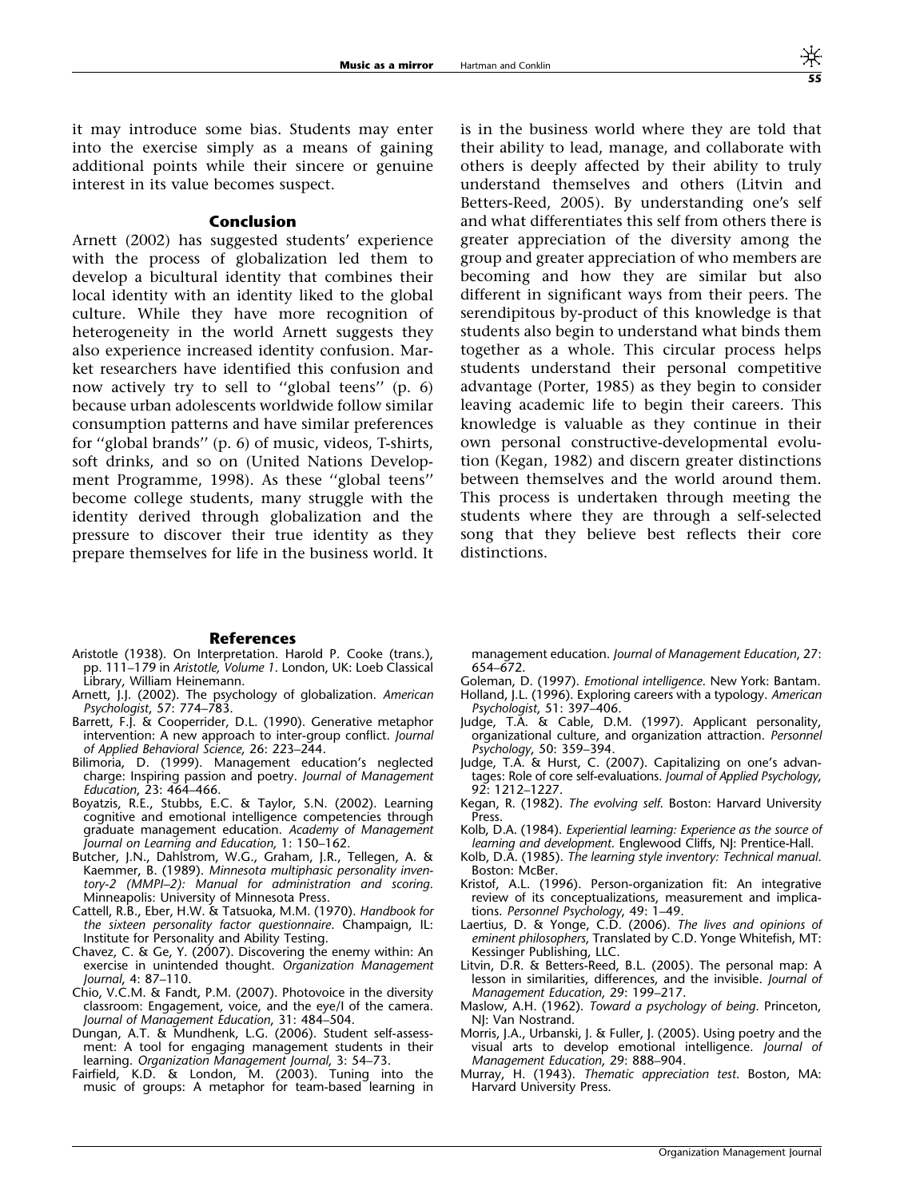it may introduce some bias. Students may enter into the exercise simply as a means of gaining additional points while their sincere or genuine interest in its value becomes suspect.

## Conclusion

Arnett (2002) has suggested students' experience with the process of globalization led them to develop a bicultural identity that combines their local identity with an identity liked to the global culture. While they have more recognition of heterogeneity in the world Arnett suggests they also experience increased identity confusion. Market researchers have identified this confusion and now actively try to sell to "global teens" (p. 6) because urban adolescents worldwide follow similar consumption patterns and have similar preferences for "global brands" (p. 6) of music, videos, T-shirts, soft drinks, and so on (United Nations Development Programme, 1998). As these "global teens" become college students, many struggle with the identity derived through globalization and the pressure to discover their true identity as they prepare themselves for life in the business world. It is in the business world where they are told that their ability to lead, manage, and collaborate with others is deeply affected by their ability to truly understand themselves and others (Litvin and Betters-Reed, 2005). By understanding one's self and what differentiates this self from others there is greater appreciation of the diversity among the group and greater appreciation of who members are becoming and how they are similar but also different in significant ways from their peers. The serendipitous by-product of this knowledge is that students also begin to understand what binds them together as a whole. This circular process helps students understand their personal competitive advantage (Porter, 1985) as they begin to consider leaving academic life to begin their careers. This knowledge is valuable as they continue in their own personal constructive-developmental evolution (Kegan, 1982) and discern greater distinctions between themselves and the world around them. This process is undertaken through meeting the students where they are through a self-selected song that they believe best reflects their core distinctions.

## References

Aristotle (1938). On Interpretation. Harold P. Cooke (trans.), pp. 111–179 in *Aristotle, Volume 1*. London, UK: Loeb Classical Library, William Heinemann.

Arnett, J.J. (2002). The psychology of globalization. *American Psychologist*, 57: 774–783.

Barrett, F.J. & Cooperrider, D.L. (1990). Generative metaphor intervention: A new approach to inter-group conflict. *Journal of Applied Behavioral Science*, 26: 223–244.

Bilimoria, D. (1999). Management education's neglected charge: Inspiring passion and poetry. *Journal of Management Education*, 23: 464–466.

Boyatzis, R.E., Stubbs, E.C. & Taylor, S.N. (2002). Learning cognitive and emotional intelligence competencies through graduate management education. *Academy of Management Journal on Learning and Education*, 1: 150–162.

Butcher, J.N., Dahlstrom, W.G., Graham, J.R., Tellegen, A. & Kaemmer, B. (1989). *Minnesota multiphasic personality inventory-2 (MMPI–2): Manual for administration and scoring*. Minneapolis: University of Minnesota Press.

Cattell, R.B., Eber, H.W. & Tatsuoka, M.M. (1970). *Handbook for the sixteen personality factor questionnaire*. Champaign, IL: Institute for Personality and Ability Testing.

Chavez, C. & Ge, Y. (2007). Discovering the enemy within: An exercise in unintended thought. *Organization Management Journal*, 4: 87–110.

Chio, V.C.M. & Fandt, P.M. (2007). Photovoice in the diversity classroom: Engagement, voice, and the eye/I of the camera. *Journal of Management Education*, 31: 484–504.

Dungan, A.T. & Mundhenk, L.G. (2006). Student self-assessment: A tool for engaging management students in their learning. *Organization Management Journal*, 3: 54–73.

Fairfield, K.D. & London, M. (2003). Tuning into the music of groups: A metaphor for team-based learning in management education. *Journal of Management Education*, 27: 654–672.

Goleman, D. (1997). *Emotional intelligence*. New York: Bantam.

Holland, J.L. (1996). Exploring careers with a typology. *American Psychologist*, 51: 397–406.

Judge, T.A. & Cable, D.M. (1997). Applicant personality, organizational culture, and organization attraction. *Personnel Psychology*, 50: 359–394.

Judge, T.A. & Hurst, C. (2007). Capitalizing on one's advantages: Role of core self-evaluations. *Journal of Applied Psychology*, 92: 1212–1227.

Kegan, R. (1982). *The evolving self*. Boston: Harvard University Press.

Kolb, D.A. (1984). *Experiential learning: Experience as the source of learning and development*. Englewood Cliffs, NJ: Prentice-Hall.

Kolb, D.A. (1985). *The learning style inventory: Technical manual*. Boston: McBer.

Kristof, A.L. (1996). Person-organization fit: An integrative review of its conceptualizations, measurement and implications. *Personnel Psychology*, 49: 1–49.

Laertius, D. & Yonge, C.D. (2006). *The lives and opinions of eminent philosophers*, Translated by C.D. Yonge Whitefish, MT: Kessinger Publishing, LLC.

Litvin, D.R. & Betters-Reed, B.L. (2005). The personal map: A lesson in similarities, differences, and the invisible. *Journal of Management Education*, 29: 199–217.

Maslow, A.H. (1962). *Toward a psychology of being*. Princeton, NJ: Van Nostrand.

Morris, J.A., Urbanski, J. & Fuller, J. (2005). Using poetry and the visual arts to develop emotional intelligence. *Journal of Management Education*, 29: 888–904.

Murray, H. (1943). *Thematic appreciation test*. Boston, MA: Harvard University Press.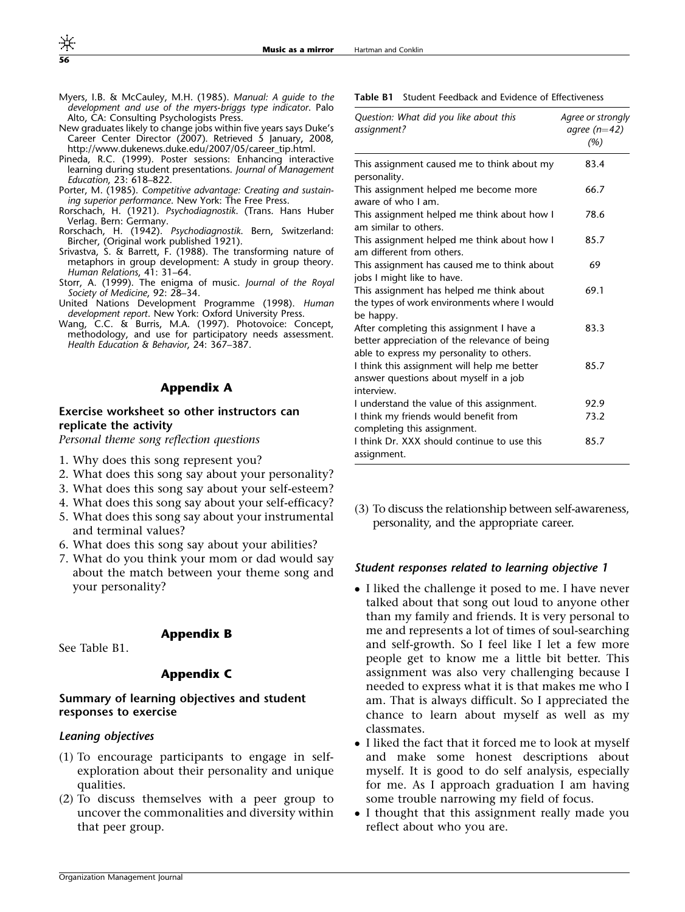Myers, I.B. & McCauley, M.H. (1985). *Manual: A guide to the development and use of the myers-briggs type indicator*. Palo Alto, CA: Consulting Psychologists Press.

New graduates likely to change jobs within five years says Duke's Career Center Director (2007). Retrieved 5 January, 2008, http://www.dukenews.duke.edu/2007/05/career_tip.html.

Pineda, R.C. (1999). Poster sessions: Enhancing interactive learning during student presentations. *Journal of Management Education*, 23: 618–822.

Porter, M. (1985). *Competitive advantage: Creating and sustaining superior performance*. New York: The Free Press.

Rorschach, H. (1921). *Psychodiagnostik*. (Trans. Hans Huber Verlag. Bern: Germany.

Rorschach, H. (1942). *Psychodiagnostik*. Bern, Switzerland: Bircher, (Original work published 1921).

Srivastva, S. & Barrett, F. (1988). The transforming nature of metaphors in group development: A study in group theory. *Human Relations*, 41: 31–64.

Storr, A. (1999). The enigma of music. *Journal of the Royal Society of Medicine*, 92: 28–34.

United Nations Development Programme (1998). *Human development report*. New York: Oxford University Press.

Wang, C.C. & Burris, M.A. (1997). Photovoice: Concept, methodology, and use for participatory needs assessment. *Health Education & Behavior*, 24: 367–387.

## Appendix A

### Exercise worksheet so other instructors can replicate the activity

*Personal theme song reflection questions*

1. Why does this song represent you?
2. What does this song say about your personality?
3. What does this song say about your self-esteem?
4. What does this song say about your self-efficacy?
5. What does this song say about your instrumental and terminal values?
6. What does this song say about your abilities?
7. What do you think your mom or dad would say about the match between your theme song and your personality?

## Appendix B

See Table B1.

**Table B1** Student Feedback and Evidence of Effectiveness

| *Question: What did you like about this assignment?* | *Agree or strongly agree (n=42) (%)* |
|---|---|
| This assignment caused me to think about my personality. | 83.4 |
| This assignment helped me become more aware of who I am. | 66.7 |
| This assignment helped me think about how I am similar to others. | 78.6 |
| This assignment helped me think about how I am different from others. | 85.7 |
| This assignment has caused me to think about jobs I might like to have. | 69 |
| This assignment has helped me think about the types of work environments where I would be happy. | 69.1 |
| After completing this assignment I have a better appreciation of the relevance of being able to express my personality to others. | 83.3 |
| I think this assignment will help me better answer questions about myself in a job interview. | 85.7 |
| I understand the value of this assignment. | 92.9 |
| I think my friends would benefit from completing this assignment. | 73.2 |
| I think Dr. XXX should continue to use this assignment. | 85.7 |

## Appendix C

### Summary of learning objectives and student responses to exercise

#### *Leaning objectives*

(1) To encourage participants to engage in self-exploration about their personality and unique qualities.

(2) To discuss themselves with a peer group to uncover the commonalities and diversity within that peer group.

(3) To discuss the relationship between self-awareness, personality, and the appropriate career.

#### *Student responses related to learning objective 1*

- I liked the challenge it posed to me. I have never talked about that song out loud to anyone other than my family and friends. It is very personal to me and represents a lot of times of soul-searching and self-growth. So I feel like I let a few more people get to know me a little bit better. This assignment was also very challenging because I needed to express what it is that makes me who I am. That is always difficult. So I appreciated the chance to learn about myself as well as my classmates.
- I liked the fact that it forced me to look at myself and make some honest descriptions about myself. It is good to do self analysis, especially for me. As I approach graduation I am having some trouble narrowing my field of focus.
- I thought that this assignment really made you reflect about who you are.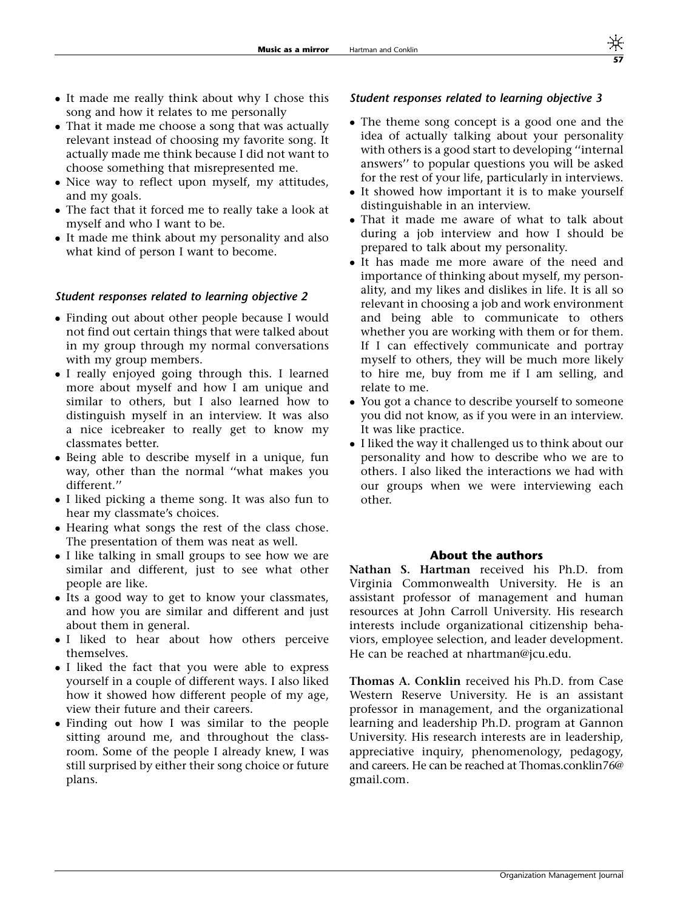- It made me really think about why I chose this song and how it relates to me personally
- That it made me choose a song that was actually relevant instead of choosing my favorite song. It actually made me think because I did not want to choose something that misrepresented me.
- Nice way to reflect upon myself, my attitudes, and my goals.
- The fact that it forced me to really take a look at myself and who I want to be.
- It made me think about my personality and also what kind of person I want to become.

### *Student responses related to learning objective 2*

- Finding out about other people because I would not find out certain things that were talked about in my group through my normal conversations with my group members.
- I really enjoyed going through this. I learned more about myself and how I am unique and similar to others, but I also learned how to distinguish myself in an interview. It was also a nice icebreaker to really get to know my classmates better.
- Being able to describe myself in a unique, fun way, other than the normal ''what makes you different.''
- I liked picking a theme song. It was also fun to hear my classmate's choices.
- Hearing what songs the rest of the class chose. The presentation of them was neat as well.
- I like talking in small groups to see how we are similar and different, just to see what other people are like.
- Its a good way to get to know your classmates, and how you are similar and different and just about them in general.
- I liked to hear about how others perceive themselves.
- I liked the fact that you were able to express yourself in a couple of different ways. I also liked how it showed how different people of my age, view their future and their careers.
- Finding out how I was similar to the people sitting around me, and throughout the classroom. Some of the people I already knew, I was still surprised by either their song choice or future plans.

### *Student responses related to learning objective 3*

- The theme song concept is a good one and the idea of actually talking about your personality with others is a good start to developing ''internal answers'' to popular questions you will be asked for the rest of your life, particularly in interviews.
- It showed how important it is to make yourself distinguishable in an interview.
- That it made me aware of what to talk about during a job interview and how I should be prepared to talk about my personality.
- It has made me more aware of the need and importance of thinking about myself, my personality, and my likes and dislikes in life. It is all so relevant in choosing a job and work environment and being able to communicate to others whether you are working with them or for them. If I can effectively communicate and portray myself to others, they will be much more likely to hire me, buy from me if I am selling, and relate to me.
- You got a chance to describe yourself to someone you did not know, as if you were in an interview. It was like practice.
- I liked the way it challenged us to think about our personality and how to describe who we are to others. I also liked the interactions we had with our groups when we were interviewing each other.

## About the authors

**Nathan S. Hartman** received his Ph.D. from Virginia Commonwealth University. He is an assistant professor of management and human resources at John Carroll University. His research interests include organizational citizenship behaviors, employee selection, and leader development. He can be reached at nhartman@jcu.edu.

**Thomas A. Conklin** received his Ph.D. from Case Western Reserve University. He is an assistant professor in management, and the organizational learning and leadership Ph.D. program at Gannon University. His research interests are in leadership, appreciative inquiry, phenomenology, pedagogy, and careers. He can be reached at Thomas.conklin76@gmail.com.